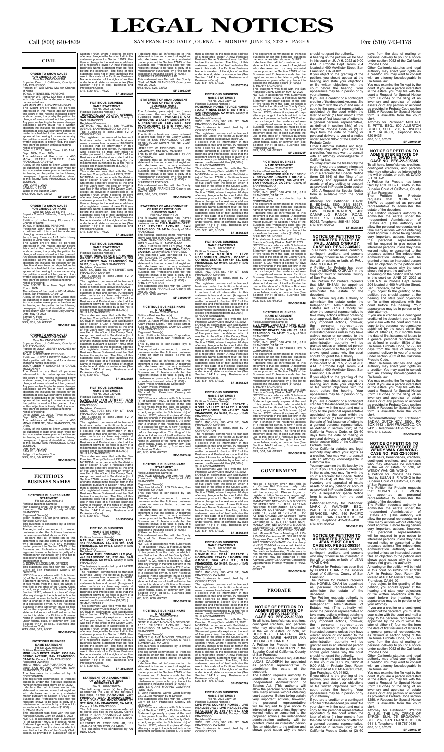## CIVIL

**ORDER TO SHOW CAUSE FOR CHANGE OF NAME**
**Case No. CNC-22-557191**

Superior Court of California, County of SAN FRANCISCO

Petition of: WEI MING NG for Change of Name

TO ALL INTERESTED PERSONS:

Petitioner WEI MING NG filed a petition with this court for a decree changing names as follows:

WEI MING NG to ANDY WEIMING NG

The Court orders that all persons interested in this matter appear before this court at the hearing indicated below to show cause, if any, why the petition for change of name should not be granted. Any person objecting to the name changes described above must file a written objection that includes the reasons for the objection at least two court days before the matter is scheduled to be heard and must appear at the hearing to show cause why the petition should not be granted. If no written objection is timely filed, the court may grant the petition without a hearing.

Notice of Hearing:
Date: JULY 19, 2022, Time: 9:00 A.M., Dept.: 103N, Room: 103N

The address of the court is 400 MCALLISTER STREET, SAN FRANCISCO, CA 94102

A copy of this Order to Show Cause shall be published at least once each week for four successive weeks prior to the date set for hearing on the petition in the following newspaper of general circulation, printed in this county: SAN FRANCISCO DAILY JOURNAL

Date: JUNE 7, 2022

SAMUEL K. FENG
Judge of the Superior Court

6/13, 6/20, 6/27, 7/5/22

SF-3595123#

**ORDER TO SHOW CAUSE FOR CHANGE OF NAME**
**Case No. CNC-22-557141**

Superior Court of California, County of San Francisco

Petition of: John Henry Florence for Change of Name

TO ALL INTERESTED PERSONS:

Petitioner John Henry Florence filed a petition with this court for a decree changing names as follows:

John Henry Florence AKA John Henry Toleffee to John Henry Florence

The Court orders that all persons interested in this matter appear before this court at the hearing indicated below to show cause, if any, why the petition for change of name should not be granted. Any person objecting to the name changes described above must file a written objection that includes the reasons for the objection at least two court days before the matter is scheduled to be heard and must appear at the hearing to show cause why the petition should not be granted. If no written objection is timely filed, the court may grant the petition without a hearing.

Notice of Hearing:
Date: 6/30/22, Time: 9am, Dept.: 103N, Room: 103N

The address of the court is 400 McAllister Street, SF, CA 94102

A copy of this Order to Show Cause shall be published at least once each week for four successive weeks prior to the date set for hearing on the petition in the following newspaper of general circulation, printed in this county: San Francisco Daily Journal

Date: May 18 2022

Samuel K. Feng
Judge of the Superior Court

5/23, 5/31, 6/6, 6/13/22

SF-3589176#

**ORDER TO SHOW CAUSE FOR CHANGE OF NAME**
**Case No. CNC-22-557126**

Superior Court of California, County of SAN FRANCISCO

Petition of: JUICY LIBERTY SANCHEZ for Change of Name

TO ALL INTERESTED PERSONS:

Petitioner JUICY LIBERTY SANCHEZ filed a petition with this court for a decree changing names as follows:

JUICY LIBERTY SANCHEZ to CAROL MCCLOSKEY

The Court orders that all persons interested in this matter appear before this court at the hearing indicated below to show cause, if any, why the petition for change of name should not be granted. Any person objecting to the name changes described above must file a written objection that includes the reasons for the objection at least two court days before the matter is scheduled to be heard and must appear at the hearing to show cause why the petition should not be granted. If no written objection is timely filed, the court may grant the petition without a hearing.

Notice of Hearing:
Date: JUNE 23, 2022, Time: 9:00AM, Dept.: 103N, Room: 103N

The address of the court is 400 MCALLISTER ST., SAN FRANCISCO, CA 94102

A copy of this Order to Show Cause shall be published at least once each week for four successive weeks prior to the date set for hearing on the petition in the following newspaper of general circulation, printed in this county: SAN FRANCISCO DAILY JOURNAL

Date: May 17, 2022

SAMUEL K. FENG
Judge of the Superior Court

5/23, 5/31, 6/6, 6/13/22

SF-3588032#

## FICTITIOUS BUSINESS NAMES

**FICTITIOUS BUSINESS NAME STATEMENT**
**File No. 2022-0397312**

Fictitious Business Name(s):
four seasons shop, 59 john street, san francisco, CA 94133 County of SAN FRANCISCO

Registered Owner(s):
green feather llc, 59 john street, san francisco, CA 94133

This business is conducted by: a limited liability company

The registrant commenced to transact business under the fictitious business name or names listed above on XXX

I declare that all information in this statement is true and correct. (A registrant who declares as true any material matter pursuant to Section 17913 of the Business and Professions code that the registrant knows to be false is guilty of a misdemeanor punishable by a fine not to exceed one thousand dollars ($1,000).)

green feather llc
S/ DONGNE LOOKEAR, OFFICER

This statement was filed with the County Clerk of San Francisco County on 06/07/2022.

NOTICE-In accordance with Subdivision (a) of Section 17920, a Fictitious Name Statement generally expires at the end of five years from the date on which it was filed in the office of the County Clerk, except, as provided in Subdivision (b) of Section 17920, where it expires 40 days after any change in the facts set forth in the statement pursuant to Section 17913 other than a change in the residence address of a registered owner. A new Fictitious Business Name Statement must be filed before the expiration. The filing of this statement does not of itself authorize the use in this state of a Fictitious Business Name in violation of the rights of another under federal, state, or common law (See Section 14411 et seq., Business and Professions Code).

6/13, 6/20, 6/27, 7/5/22

SF-3595453#

**FICTITIOUS BUSINESS NAME STATEMENT**
**File No. 2022-0397290**

Fictitious Business Name(s):
**MING HING RESTAURANT, 2550 SAN BRUNO AVENUE, SAN FRANCISCO, CA94134** County of SAN FRANCISCO

Registered Owner(s):
MING HING CORPORATION (CA), 2550 SAN BRUNO AVENUE, SAN FRANCISCO, CA94134

This business is conducted by: A CORPORATION

The registrant commenced to transact business under the fictitious business name or names listed above on 6/1/2022

I declare that all information in this statement is true and correct. (A registrant who declares as true any material matter pursuant to Section 17913 of the Business and Professions code that the registrant knows to be false is guilty of a misdemeanor punishable by a fine not to exceed one thousand dollars ($1,000).)

S/ WAI LIANG

This statement was filed with the San Francisco County Clerk on JUNE 6, 2022

NOTICE-In accordance with Subdivision (a) of Section 17920, a Fictitious Name Statement generally expires at the end of five years from the date on which it was filed in the office of the County Clerk, except, as provided in Subdivision (b) of Section 17920, where it expires 40 days after any change in the facts set forth in the statement pursuant to Section 17913 other than a change in the residence address of a registered owner. A new Fictitious Business Name Statement must be filed before the expiration. The filing of this statement does not of itself authorize the use in this state of a Fictitious Business Name in violation of the rights of another under federal, state, or common law (See Section 14411 et seq., Business and Professions Code).

6/13, 6/20, 6/27, 7/5/22

SF-3594053#

**FICTITIOUS BUSINESS NAME STATEMENT**
**File No. 2022-0397263**

Fictitious Business Name(s):
**TRUEWORK, 325 PACIFIC AVENUE, SAN FRANCISCO, CA 94111** County of SAN FRANCISCO

Registered Owner(s):
ATHOS INC (DE), 325 PACIFIC AVENUE SAN FRANCISCO, CA 94111

This business is conducted by: A CORPORATION

The registrant commenced to transact business under the fictitious business name or names listed above on 11/20/2018

I declare that all information in this statement is true and correct. (A registrant who declares as true any material matter pursuant to Section 17913 of the Business and Professions code that the registrant knows to be false is guilty of a misdemeanor punishable by a fine not to exceed one thousand dollars ($1,000).)

S/ ETHAN WINCHELL

This statement was filed with the San Francisco County Clerk on JUNE 3, 2022

NOTICE-In accordance with Subdivision (a) of Section 17920, a Fictitious Name Statement generally expires at the end of five years from the date on which it was filed in the office of the County Clerk, except, as provided in Subdivision (b) of Section 17920, where it expires 40 days after any change in the facts set forth in the statement pursuant to Section 17913 other than a change in the residence address of a registered owner. A new Fictitious Business Name Statement must be filed before the expiration. The filing of this statement does not of itself authorize the use in this state of a Fictitious Business Name in violation of the rights of another under federal, state, or common law (See Section 14411 et seq., Business and Professions Code).

6/13, 6/20, 6/27, 7/5/22

SF-3593949#

**FICTITIOUS BUSINESS NAME STATEMENT**
**File No. 2022-0397266**

Fictitious Business Name(s):
**MIRROR REAL ESTATE / E HOMES GROUP / THE E HOMES GROUP, 580 4TH STREET, SAN FRANCISCO, CA 94107**, County of SAN FRANCISCO

Registered Owner(s):
EBE, INC. (DE), 580 4TH STREET, SAN FRANCISCO, CA 94107

The business is conducted by: A CORPORATION

The registrant commenced to transact business under the fictitious business name or names listed above on N/A

I declare that all information in this statement is true and correct. (A registrant who declares as true any material matter pursuant to Section 17913 of the Business and Professions code that the registrant knows to be false is guilty of a misdemeanor punishable by a fine not to exceed one thousand dollars ($1,000).)

S/ HILARY SAUNDERS

This statement was filed with the San Francisco County Clerk on JUNE 3, 2022

NOTICE-In accordance with Subdivision (a) of Section 17920, a Fictitious Name Statement generally expires at the end of five years from the date on which it was filed in the office of the County Clerk, except, as provided in Subdivision (b) of Section 17920, where it expires 40 days after any change in the facts set forth in the statement pursuant to Section 17913 other than a change in the residence address of a registered owner. A new Fictitious Business Name Statement must be filed before the expiration. The filing of this statement does not of itself authorize the use in this state of a Fictitious Business Name in violation of the rights of another under federal, state, or common law (See Section 14411 et seq., Business and Professions Code).

6/13, 6/20, 6/27, 7/5/22

SF-3593659#

**FICTITIOUS BUSINESS NAME STATEMENT**
**File No. 2022-0397265**

Fictitious Business Name(s):
**CUSP, 580 4TH STREET, SAN FRANCISCO, CA 94107**, County of SAN FRANCISCO

Registered Owner(s):
EBE, INC. (DE), 580 4TH STREET, SAN FRANCISCO, CA 94107

The business is conducted by: A CORPORATION

The registrant commenced to transact business under the fictitious business name or names listed above on N/A

I declare that all information in this statement is true and correct. (A registrant who declares as true any material matter pursuant to Section 17913 of the Business and Professions code that the registrant knows to be false is guilty of a misdemeanor punishable by a fine not to exceed one thousand dollars ($1,000).)

S/ HILARY SAUNDERS

This statement was filed with the San Francisco County Clerk on JUNE 3, 2022

NOTICE-In accordance with Subdivision (a) of Section 17920, a Fictitious Name Statement generally expires at the end of five years from the date on which it was filed in the office of the County Clerk, except, as provided in Subdivision (b) of Section 17920, where it expires 40 days after any change in the facts set forth in the statement pursuant to Section 17913 other than a change in the residence address of a registered owner. A new Fictitious Business Name Statement must be filed before the expiration. The filing of this statement does not of itself authorize the use in this state of a Fictitious Business Name in violation of the rights of another under federal, state, or common law (See Section 14411 et seq., Business and Professions Code).

6/13, 6/20, 6/27, 7/5/22

SF-3593663#

**FICTITIOUS BUSINESS NAME STATEMENT**
**File No. 2022-0397164**

Fictitious Business Name(s):
**NATURAL FUEL COMPANY, LLC, 445 FRANCISCO ST., STE 604, SAN FRANCISCO, CA 94133**, County of SAN FRANCISCO

Registered Owner(s):
**NATURAL FUEL COMPANY LLC (CA), 445 FRANCISCO ST., STE 604, SAN FRANCISCO, CA 94133**, County of SAN FRANCISCO

This business is conducted by: A LIMITED LIABILITY COMPANY

The registrant commenced to transact business under the fictitious business name or names listed above on 12-1-2018

I declare that all information in this statement is true and correct. (A registrant who declares as true any material matter pursuant to Section 17913 of the Business and Professions code that the registrant knows to be false is guilty of a misdemeanor punishable by a fine not to exceed one thousand dollars ($1,000).)

S/ MARK SCHULZ

This statement was filed with the San Francisco County Clerk on MAY 31, 2022

NOTICE-In accordance with Subdivision (a) of Section 17920, a Fictitious Name Statement generally expires at the end of five years from the date on which it was filed in the office of the County Clerk, except, as provided in Subdivision (b) of Section 17920, where it expires 40 days after any change in the facts set forth in the statement pursuant to Section 17913 other than a change in the residence address of a registered owner. A new Fictitious Business Name Statement must be filed before the expiration. The filing of this statement does not of itself authorize the use in this state of a Fictitious Business Name in violation of the rights of another under federal, state, or common law (See Section 14411 et seq., Business and Professions Code).

6/13, 6/20, 6/27, 7/5/22

SF-3593651#

**STATEMENT OF ABANDONMENT OF USE OF FICTITIOUS BUSINESS NAME**
**File No. 2022-0390774**

The following person(s) has (have) abandoned the use of the fictitious business name: **FINANCIAL WEALTH MANAGEMENT & INS. SVCS, 555 MONTGOMERY ST STE 1600, SAN FRANCISCO, CA 94111**, County of SAN FRANCISCO

The fictitious business name referred to above was filed in the County Clerk's office in SAN FRANCISCO County on 06/09/2020 Current File No. 2020-0390774.

HERBERT H FOEDISCH JR, 111 JAMAICA ST, TIBURON, CA 94920

This business was conducted by AN INDIVIDUAL.

I declare that all information in this statement is true and correct. (A registrant who declares as true any material matter pursuant to Section 17913 of the Business and Professions code that the registrant knows to be false is guilty of a misdemeanor punishable by a fine not to exceed one thousand dollars ($1,000).)

S/HERBERT H FOEDISCH JR

This statement was filed with the County Clerk of SAN FRANCISCO County on MAY 27, 2022

6/13, 6/20, 6/27, 7/5/22

SF-3593308#

**STATEMENT OF ABANDONMENT OF USE OF FICTITIOUS BUSINESS NAME**
**File No. 2022-0396562**

The following person(s) has (have) abandoned the use of the fictitious business name: **PARADIGM FINANCIAL ADVISORS WEALTH MANAGEMENT & INSURANCE SERVICES & DBA PARADIGM FINANCIAL, 555 MONTGOMERY ST STE 1600, SAN FRANCISCO, CA 94111**, County of SAN FRANCISCO

The fictitious business name referred to above was filed in the County Clerk's office in SAN FRANCISCO County on 05/01/2020 Current File No. 2020-0389593.

HERBERT H FOEDISCH JR, 111 JAMAICA ST, TIBURON, CA 94920

This business was conducted by AN INDIVIDUAL

I declare that all information in this statement is true and correct. (A registrant who declares as true any material matter pursuant to Section 17913 of the Business and Professions code that the registrant knows to be false is guilty of a misdemeanor punishable by a fine not to exceed one thousand dollars ($1,000).)

S/HERBERT H FOEDISCH JR

This statement was filed with the County Clerk of SAN FRANCISCO County on MAY 27, 2022

6/13, 6/20, 6/27, 7/5/22

SF-3592947#

**STATEMENT OF ABANDONMENT OF USE OF FICTITIOUS BUSINESS NAME**
**File No. 2022-0396140**

The following person(s) has (have) abandoned the use of the fictitious business name: **KMAN ENTERPRISES LLC DBA 1040 REVERE AVENUE, 1040 REVERE AVENUE, SAN FRANCISCO, CA 94124**, County of SAN FRANCISCO

The fictitious business name referred to above was filed in the County Clerk's office in SAN FRANCISCO County on 02-06-2019 Current File No. A-0385114.

KMAN ENTERPRISES LLC (CA), 1040 REVERE AVENUE, SAN FRANCISCO, CA 94124

This business was conducted by a LIMITED LIABILITY COMPANY.

I declare that all information in this statement is true and correct. (A registrant who declares as true any material matter pursuant to Section 17913 of the Business and Professions code that the registrant knows to be false is guilty of a misdemeanor punishable by a fine not to exceed one thousand dollars ($1,000).)

S/ MALLIT DHILLON

This statement was filed with the County Clerk of SAN FRANCISCO County on MAY 20, 2022

6/6, 6/13, 6/20, 6/27/22

SF-3592901#

**FICTITIOUS BUSINESS NAME STATEMENT**
**File No. 2022-0397247**

Fictitious Business Name(s):
1. Provision Design, 2. Adam Phillips Design, 3. Adam Phillips Development, 4. Adam Phillips Digital, 1806 Belles Street, Suite 6B, San Francisco, CA 94129 County of San Francisco

Registered Owner(s):
Adam Phillips Architectural Corporation, 1806 Belles Street, San Francisco, CA 94129

This business is conducted by: a Corporation

The registrant commenced to transact business under the fictitious business name or names listed above on 09/20/2012

I declare that all information in this statement is true and correct. (A registrant who declares as true any material matter pursuant to Section 17913 of the Business and Professions code that the registrant knows to be false is guilty of a misdemeanor punishable by a fine not to exceed one thousand dollars ($1,000).)

Adam Phillips Architectural Corporation
S/Adam Phillips, Principal

This statement was filed with the County Clerk of San Francisco County on 05/27/2022.

NOTICE-In accordance with Subdivision (a) of Section 17920, a Fictitious Name Statement generally expires at the end of five years from the date on which it was filed in the office of the County Clerk, except, as provided in Subdivision (b) of Section 17920, where it expires 40 days after any change in the facts set forth in the statement pursuant to Section 17913 other than a change in the residence address of a registered owner. A new Fictitious Business Name Statement must be filed before the expiration. The filing of this statement does not of itself authorize the use in this state of a Fictitious Business Name in violation of the rights of another under federal, state, or common law (See Section 14411 et seq., Business and Professions Code).

6/6, 6/13, 6/20, 6/27/22

SF-3592241#

**FICTITIOUS BUSINESS NAME STATEMENT**
**File No. 2022-0397201**

Fictitious Business Name(s):
MOONAGE DESIGN, 269 24th Ave, San Francisco, CA 94121 County of SAN FRANCISCO

Registered Owner(s):
Gretchen Murdoch, 269 24th Ave, San Francisco, CA 94121

This business is conducted by: an Individual

The registrant commenced to transact business under the fictitious business name or names listed above on 05/22/2012.

I declare that all information in this statement is true and correct. (A registrant who declares as true any material matter pursuant to Section 17913 of the Business and Professions code that the registrant knows to be false is guilty of a misdemeanor punishable by a fine not to exceed one thousand dollars ($1,000).)

S/Gretchen Murdoch, Owner

This statement was filed with the County Clerk of San Francisco County on 05/31/2022.

NOTICE-In accordance with Subdivision (a) of Section 17920, a Fictitious Name Statement generally expires at the end of five years from the date on which it was filed in the office of the County Clerk, except, as provided in Subdivision (b) of Section 17920, where it expires 40 days after any change in the facts set forth in the statement pursuant to Section 17913 other than a change in the residence address of a registered owner. A new Fictitious Business Name Statement must be filed before the expiration. The filing of this statement does not of itself authorize the use in this state of a Fictitious Business Name in violation of the rights of another under federal, state, or common law (See Section 14411 et seq., Business and Professions Code).

6/6, 6/13, 6/20, 6/27/22

SF-3592221#

**FICTITIOUS BUSINESS NAME STATEMENT**
**File No. 2022-0397118**

Fictitious Business Name(s):
GENTLE GIANT MOVING & STORAGE, 1561 CUSTER AVENUE, SAN FRANCISCO, CA 94124 County of SAN FRANCISCO

Registered Owner(s):
GENTLE GIANT MOVING COMPANY (WEST) LLC (DE), 29 HARDING STREET, SOMERVILLE, MA 02143

This business is conducted by: a limited liability company

The registrant commenced to transact business under the fictitious business name or names listed above on March 21, 2016

I declare that all information in this statement is true and correct. (A registrant who declares as true any material matter pursuant to Section 17913 of the Business and Professions code that the registrant knows to be false is guilty of a misdemeanor punishable by a fine not to exceed one thousand dollars ($1,000).)

GENTLE GIANT MOVING COMPANY (WEST) LLC
S/ John Pacocha, Gentle Giant Moving Co., LLC its Manager, by its Director

This statement was filed with the County Clerk of San Francisco County on 05/11/2022.

NOTICE-In accordance with Subdivision (a) of Section 17920, a Fictitious Name Statement generally expires at the end of five years from the date on which it was filed in the office of the County Clerk, except, as provided in Subdivision (b) of Section 17920, where it expires 40 days after any change in the facts set forth in the statement pursuant to Section 17913 other than a change in the residence address of a registered owner. A new Fictitious Business Name Statement must be filed before the expiration. The filing of this statement does not of itself authorize the use in this state of a Fictitious Business Name in violation of the rights of another under federal, state, or common law (See Section 14411 et seq., Business and Professions Code).

5/23, 5/31, 6/6, 6/13/22

SF-3587053#

**FICTITIOUS BUSINESS NAME STATEMENT**
**File No. 2022-0397122**

Fictitious Business Name(s):
**HOMEMUCH HOMES / SURGE HOMES / AJILITY REAL ESTATE, 580 4TH ST., SAN FRANCISCO, CA 94107**, County of SAN FRANCISCO

Registered Owner(s):
EBE, INC. (DE), 580 4TH ST., SAN FRANCISCO, CA 94107

The business is conducted by: A CORPORATION

The registrant commenced to transact business under the fictitious business name or names listed above on N/A

I declare that all information in this statement is true and correct. (A registrant who declares as true any material matter pursuant to Section 17913 of the Business and Professions code that the registrant knows to be false is guilty of a misdemeanor punishable by a fine not to exceed one thousand dollars ($1,000).)

S/ HILARY SAUNDERS

This statement was filed with the San Francisco County Clerk on MAY 12, 2022

NOTICE-In accordance with Subdivision (a) of Section 17920, a Fictitious Name Statement generally expires at the end of five years from the date on which it was filed in the office of the County Clerk, except, as provided in Subdivision (b) of Section 17920, where it expires 40 days after any change in the facts set forth in the statement pursuant to Section 17913 other than a change in the residence address of a registered owner. A new Fictitious Business Name Statement must be filed before the expiration. The filing of this statement does not of itself authorize the use in this state of a Fictitious Business Name in violation of the rights of another under federal, state, or common law (See Section 14411 et seq., Business and Professions Code).

5/23, 5/31, 6/6, 6/13/22

SF-3586533#

**FICTITIOUS BUSINESS NAME STATEMENT**
**File No. 2022-0397121**

Fictitious Business Name(s):
**LIVE HAUSLDSBURG / LIVE HEALDSBURG HOMES / COAST + VALLEY REAL ESTATE, 580 4TH ST., SAN FRANCISCO, CA 94107**, County of SAN FRANCISCO

Registered Owner(s):
EBE, INC. (DE), 580 4TH ST., SAN FRANCISCO, CA 94107

The business is conducted by: A CORPORATION

The registrant commenced to transact business under the fictitious business name or names listed above on N/A

I declare that all information in this statement is true and correct. (A registrant who declares as true any material matter pursuant to Section 17913 of the Business and Professions code that the registrant knows to be false is guilty of a misdemeanor punishable by a fine not to exceed one thousand dollars ($1,000).)

S/ HILARY SAUNDERS

This statement was filed with the San Francisco County Clerk on MAY 12, 2022

NOTICE-In accordance with Subdivision (a) of Section 17920, a Fictitious Name Statement generally expires at the end of five years from the date on which it was filed in the office of the County Clerk, except, as provided in Subdivision (b) of Section 17920, where it expires 40 days after any change in the facts set forth in the statement pursuant to Section 17913 other than a change in the residence address of a registered owner. A new Fictitious Business Name Statement must be filed before the expiration. The filing of this statement does not of itself authorize the use in this state of a Fictitious Business Name in violation of the rights of another under federal, state, or common law (See Section 14411 et seq., Business and Professions Code).

5/23, 5/31, 6/6, 6/13/22

SF-3586532#

**FICTITIOUS BUSINESS NAME STATEMENT**
**File No. 2022-0397124**

Fictitious Business Name(s):
**ROSS VALLEY REAL ESTATE / ROSS VALLEY HOMES / ROSS VALLEY HOMES, 580 4TH ST., SAN FRANCISCO, CA 94107**, County of SAN FRANCISCO

Registered Owner(s):
EBE, INC. (DE), 580 4TH ST., SAN FRANCISCO, CA 94107

The business is conducted by: A CORPORATION

The registrant commenced to transact business under the fictitious business name or names listed above on N/A

I declare that all information in this statement is true and correct. (A registrant who declares as true any material matter pursuant to Section 17913 of the Business and Professions code that the registrant knows to be false is guilty of a misdemeanor punishable by a fine not to exceed one thousand dollars ($1,000).)

S/ HILARY SAUNDERS

This statement was filed with the San Francisco County Clerk on MAY 12, 2022

NOTICE-In accordance with Subdivision (a) of Section 17920, a Fictitious Name Statement generally expires at the end of five years from the date on which it was filed in the office of the County Clerk, except, as provided in Subdivision (b) of Section 17920, where it expires 40 days after any change in the facts set forth in the statement pursuant to Section 17913 other than a change in the residence address of a registered owner. A new Fictitious Business Name Statement must be filed before the expiration. The filing of this statement does not of itself authorize the use in this state of a Fictitious Business Name in violation of the rights of another under federal, state, or common law (See Section 14411 et seq., Business and Professions Code).

5/23, 5/31, 6/6, 6/13/22

SF-3586531#

**FICTITIOUS BUSINESS NAME STATEMENT**
**File No. 2022-0397123**

Fictitious Business Name(s):
**THE REALTY REAL ESTATE / HOMEMUCH REALTY / HOMEMUCH GROUP, 580 4TH ST., SAN FRANCISCO, CA 94107**, County of SAN FRANCISCO

Registered Owner(s):
EBE, INC. (DE), 580 4TH ST., SAN FRANCISCO, CA 94107

The business is conducted by: A CORPORATION

The registrant commenced to transact business under the fictitious business name or names listed above on N/A

I declare that all information in this statement is true and correct. (A registrant who declares as true any material matter pursuant to Section 17913 of the Business and Professions code that the registrant knows to be false is guilty of a misdemeanor punishable by a fine not to exceed one thousand dollars ($1,000).)

S/ HILARY SAUNDERS

This statement was filed with the San Francisco County Clerk on MAY 12, 2022

NOTICE-In accordance with Subdivision (a) of Section 17920, a Fictitious Name Statement generally expires at the end of five years from the date on which it was filed in the office of the County Clerk, except, as provided in Subdivision (b) of Section 17920, where it expires 40 days after any change in the facts set forth in the statement pursuant to Section 17913 other than a change in the residence address of a registered owner. A new Fictitious Business Name Statement must be filed before the expiration. The filing of this statement does not of itself authorize the use in this state of a Fictitious Business Name in violation of the rights of another under federal, state, or common law (See Section 14411 et seq., Business and Professions Code).

5/23, 5/31, 6/6, 6/13/22

SF-3586527#

**FICTITIOUS BUSINESS NAME STATEMENT**
**File No. 2022-0397120**

Fictitious Business Name(s):
**LIVE WINE COUNTRY HOMES / LIVE HEALDSBURG / LIVE HEALDSBURG REAL ESTATE, 580 4TH ST., SAN FRANCISCO, CA 94107**, County of SAN FRANCISCO

Registered Owner(s):
EBE, INC. (DE), 580 4TH ST., SAN FRANCISCO, CA 94107

The business is conducted by: A CORPORATION

The registrant commenced to transact business under the fictitious business name or names listed above on N/A

I declare that all information in this statement is true and correct. (A registrant who declares as true any material matter pursuant to Section 17913 of the Business and Professions code that the registrant knows to be false is guilty of a misdemeanor punishable by a fine not to exceed one thousand dollars ($1,000).)

S/ HILARY SAUNDERS

This statement was filed with the San Francisco County Clerk on MAY 12, 2022

NOTICE-In accordance with Subdivision (a) of Section 17920, a Fictitious Name Statement generally expires at the end of five years from the date on which it was filed in the office of the County Clerk, except, as provided in Subdivision (b) of Section 17920, where it expires 40 days after any change in the facts set forth in the statement pursuant to Section 17913 other than a change in the residence address of a registered owner. A new Fictitious Business Name Statement must be filed before the expiration. The filing of this statement does not of itself authorize the use in this state of a Fictitious Business Name in violation of the rights of another under federal, state, or common law (See Section 14411 et seq., Business and Professions Code).

5/23, 5/31, 6/6, 6/13/22

SF-3586528#

**FICTITIOUS BUSINESS NAME STATEMENT**
**File No. 2022-0397125**

Fictitious Business Name(s):
**BOXWOOD REALTY / BRICK + BOXWOOD HOMES / BRICK + BOXWOOD ESTATES, 580 4TH ST., SAN FRANCISCO, CA 94107**, County of SAN FRANCISCO

Registered Owner(s):
EBE, INC. (DE), 580 4TH ST., SAN FRANCISCO, CA 94107

The business is conducted by: A CORPORATION

The registrant commenced to transact business under the fictitious business name or names listed above on N/A

I declare that all information in this statement is true and correct. (A registrant who declares as true any material matter pursuant to Section 17913 of the Business and Professions code that the registrant knows to be false is guilty of a misdemeanor punishable by a fine not to exceed one thousand dollars ($1,000).)

S/ HILARY SAUNDERS

This statement was filed with the San Francisco County Clerk on MAY 12, 2022

NOTICE-In accordance with Subdivision (a) of Section 17920, a Fictitious Name Statement generally expires at the end of five years from the date on which it was filed in the office of the County Clerk, except, as provided in Subdivision (b) of Section 17920, where it expires 40 days after any change in the facts set forth in the statement pursuant to Section 17913 other than a change in the residence address of a registered owner. A new Fictitious Business Name Statement must be filed before the expiration. The filing of this statement does not of itself authorize the use in this state of a Fictitious Business Name in violation of the rights of another under federal, state, or common law (See Section 14411 et seq., Business and Professions Code).

5/23, 5/31, 6/6, 6/13/22

SF-3586524#

**FICTITIOUS BUSINESS NAME STATEMENT**
**File No. 2022-0397119**

Fictitious Business Name(s):
**LIVE WINE COUNTRY / LIVE WINE COUNTRY REALTY, 580 4TH ST., SAN FRANCISCO, CA 94107**, County of SAN FRANCISCO

Registered Owner(s):
EBE, INC. (DE), 580 4TH ST., SAN FRANCISCO, CA 94107

The business is conducted by: A CORPORATION

The registrant commenced to transact business under the fictitious business name or names listed above on N/A

I declare that all information in this statement is true and correct. (A registrant who declares as true any material matter pursuant to Section 17913 of the Business and Professions code that the registrant knows to be false is guilty of a misdemeanor punishable by a fine not to exceed one thousand dollars ($1,000).)

S/ HILARY SAUNDERS

This statement was filed with the San Francisco County Clerk on MAY 12, 2022

NOTICE-In accordance with Subdivision (a) of Section 17920, a Fictitious Name Statement generally expires at the end of five years from the date on which it was filed in the office of the County Clerk, except, as provided in Subdivision (b) of Section 17920, where it expires 40 days after any change in the facts set forth in the statement pursuant to Section 17913 other than a change in the residence address of a registered owner. A new Fictitious Business Name Statement must be filed before the expiration. The filing of this statement does not of itself authorize the use in this state of a Fictitious Business Name in violation of the rights of another under federal, state, or common law (See Section 14411 et seq., Business and Professions Code).

5/23, 5/31, 6/6, 6/13/22

SF-3586522#

## GOVERNMENT

Notice is hereby given that this is an Online Bid Process; only bids submitted through the online portal will be accepted. Please sign or register at https://sfcitypartner.sfgov.org/. VENDOR OUTREACH AND NON-MANDATORY NETWORKING BIDDERS CONFERENCE for RFP #902148 Revenue Maximization Services - VENDOR OUTREACH: Wednesday, June 15, 2022 at 10:30AM - TO ATTEND ONLINE: Join Microsoft Teams Meeting OR Call-in: +1 415-915-3950 Conference ID: 504 517 633# NON-MANDATORY NETWORKING BIDDERS CONFERENCE: Wednesday, June 22, 2022 at 10:30AM - TO ATTEND ONLINE: Join Microsoft Teams Meeting OR Call-in: +1 415-915-3950 Conference ID: 385 023 905# Response Due by 2:00 PM on July 19, 2022 COUNTY CONTACT Kachina Handy at (415) 208-6646 or via email: kachina.handy@sfgov.org. Attendance at Vendor Outreach or Networking Conference is not mandatory. Information regarding the above may be obtained at the Alameda County GSA Current Contracting Opportunities Internet website at www.acgov.org.

6/13/22

SF-3595345#

## PROBATE

**NOTICE OF PETITION TO ADMINISTER ESTATE OF DOLORES HARTER**
**CASE NO. PES-22-305399**

To all heirs, beneficiaries, creditors, contingent creditors, and persons who may otherwise be interested in the will or estate, or both, of: DOLORES HARTER AKA DOLORES MARIE HARTER AKA DOLORES M. HARTER

A Petition for Probate has been filed by LUCAS CALDERIN in the Superior Court of California, County of San Francisco.

The Petition for Probate requests that LUCAS CALDERIN be appointed as personal representative to administer the estate of the decedent.

The Petition requests authority to administer the estate under the Independent Administration of Estates Act. (This authority will allow the personal representative to take many actions without obtaining court approval. Before taking certain very important actions, however, the personal representative will be required to give notice to interested persons unless they have waived notice or consented to the proposed action.) The independent administration authority will be granted unless an interested person files an objection to the petition and shows good cause why the court should not grant the authority.

A hearing on the petition will be held in this court on JULY 6, 2022 at 9:00 A.M. in Probate Dept. Room 204 located at 400 McAllister Street, San Francisco, CA 94102.

If you object to the granting of the petition, you should appear at the hearing and state your objections or file written objections with the court before the hearing. Your appearance may be in person or by your attorney.

If you are a creditor or a contingent creditor of the decedent, you must file your claim with the court and mail a copy to the personal representative appointed by the court within the later of either (1) four months from the date of first issuance of letters to a general personal representative, as defined in section 58(b) of the California Probate Code, or (2) 60 days from the date of mailing or personal delivery to you of a notice under section 9052 of the California Probate Code.

Other California statutes and legal authority may affect your rights as a creditor. You may want to consult with an attorney knowledgeable in California law.

You may examine the file kept by the court. If you are a person interested in the estate, you may file with the court a Request for Special Notice (form DE-154) of the filing of an inventory and appraisal of estate assets or of any petition or account as provided in Probate Code section 1250. A Request for Special Notice form is available from the court clerk.

Attorney for Petitioner: DAVID E. EDSALL, ESQ. SBN 86217, EDSALL LAW, A PROFESSIONAL LAW CORPORATION, 400 CAMARILLO RANCH ROAD, SUITE 102, CAMARILLO, CA 93012, Telephone: 805-484-9002

6/13, 6/14, 6/20/22

SF-3595125#

**NOTICE OF PETITION TO ADMINISTER ESTATE OF PAUL JAMES O'GRADY**
**CASE NO. PES-22-305402**

To all heirs, beneficiaries, creditors, contingent creditors, and persons who may otherwise be interested in the will or estate, or both, of: PAUL JAMES O'GRADY

A Petition for Probate has been filed by: MICHAEL O'GRADY in the Superior Court of California, County of San Francisco.

The Petition for Probate requests that MICHAEL O'GRADY be appointed as personal representative to administer the estate of the decedent.

The Petition requests authority to administer the estate under the Independent Administration of Estates Act. (This authority will allow the personal representative to take many actions without obtaining court approval. Before taking certain very important actions, however, the personal representative will be required to give notice to interested persons unless they have waived notice or consented to the proposed action.) The independent administration authority will be granted unless an interested person files an objection to the petition and shows good cause why the court should not grant the authority.

A hearing on the petition will be held in this court on JULY 6, 2022 at 9:00 A.M. in Probate Dept. Room 204 located at 400 McAllister Street, San Francisco, CA 94102.

If you object to the granting of the petition, you should appear at the hearing and state your objections or file written objections with the court before the hearing. Your appearance may be in person or by your attorney.

If you are a creditor or a contingent creditor of the decedent, you must file your claim with the court and mail a copy to the personal representative appointed by the court within the later of either (1) four months from the date of first issuance of letters to a general personal representative, as defined in section 58(b) of the California Probate Code, or (2) 60 days from the date of mailing or personal delivery to you of a notice under section 9052 of the California Probate Code.

Other California statutes and legal authority may affect your rights as a creditor. You may want to consult with an attorney knowledgeable in California law.

You may examine the file kept by the court. If you are a person interested in the estate, you may file with the court a Request for Special Notice (form DE-154) of the filing of an inventory and appraisal of estate assets or of any petition or account as provided in Probate Code section 1250. A Request for Special Notice form is available from the court clerk.

Attorney for Petitioner: MARK A. WALTHER, ESQ., WALTHER LAW & FIDUCIARY SERVICES, APC, 540 PACIFIC AVENUE, SAN FRANCISCO, CA 94133, Telephone: 415-981-9490

6/13, 6/14, 6/20/22

SF-3595117#

**NOTICE OF PETITION TO ADMINISTER ESTATE OF JEAN YUKE CHAN**
**CASE NO. PES-22-305354**

To all heirs, beneficiaries, creditors, contingent creditors, and persons who may otherwise be interested in the will or estate, or both, of: JEAN YUKE CHAN

A Petition for Probate has been filed by HOWELL CHAN in the Superior Court of California, County of San Francisco.

The Petition for Probate requests that HOWELL CHAN be appointed as personal representative to administer the estate of the decedent.

The Petition requests authority to administer the estate under the Independent Administration of Estates Act. (This authority will allow the personal representative to take many actions without obtaining court approval. Before taking certain very important actions, however, the personal representative will be required to give notice to interested persons unless they have waived notice or consented to the proposed action.) The independent administration authority will be granted unless an interested person files an objection to the petition and shows good cause why the court should not grant the authority.

A hearing on the petition will be held in this court on 6/29/2022 at 9:00 A.M. in Probate Dept. Room 204 located at 400 McAllister Street, San Francisco, CA 94102.

If you object to the granting of the petition, you should appear at the hearing and state your objections or file written objections with the court before the hearing. Your appearance may be in person or by your attorney.

If you are a creditor or a contingent creditor of the decedent, you must file your claim with the court and mail a copy to the personal representative appointed by the court within the later of either (1) four months from the date of first issuance of letters to a general personal representative, as defined in section 58(b) of the California Probate Code, or (2) 60 days from the date of mailing or personal delivery to you of a notice under section 9052 of the California Probate Code.

Other California statutes and legal authority may affect your rights as a creditor. You may want to consult with an attorney knowledgeable in California law.

You may examine the file kept by the court. If you are a person interested in the estate, you may file with the court a Request for Special Notice (form DE-154) of the filing of an inventory and appraisal of estate assets or of any petition or account as provided in Probate Code section 1250. A Request for Special Notice form is available from the court clerk.

Attorney for Petitioner: MICHAEL E. PITTS, ESQ., 600 ALLERTON STREET, SUITE 200, REDWOOD CITY, CA 94063, Telephone: 650-620-9435

6/10, 6/13, 6/20/22

SF-3594469#

**NOTICE OF PETITION TO ADMINISTER ESTATE OF DAVID H. SHAW**
**CASE NO. PES-22-305385**

To all heirs, beneficiaries, creditors, contingent creditors, and persons who may otherwise be interested in the will or estate, or both, of: DAVID H. SHAW AKA DAVID SHAW

A Petition for Probate has been filed by ROBIN S-H. SHAW in the Superior Court of California, County of San Francisco.

The Petition for Probate requests that ROBIN S-H. SHAW be appointed as personal representative to administer the estate of the decedent.

The Petition requests authority to administer the estate under the Independent Administration of Estates Act. (This authority will allow the personal representative to take many actions without obtaining court approval. Before taking certain very important actions, however, the personal representative will be required to give notice to interested persons unless they have waived notice or consented to the proposed action.) The independent administration authority will be granted unless an interested person files an objection to the petition and shows good cause why the court should not grant the authority.

A hearing on the petition will be held in this court on JUNE 27, 2022 at 9:00 A.M. in Probate Dept. Room 204 located at 400 McAllister Street, San Francisco, CA 94102.

If you object to the granting of the petition, you should appear at the hearing and state your objections or file written objections with the court before the hearing. Your appearance may be in person or by your attorney.

If you are a creditor or a contingent creditor of the decedent, you must file your claim with the court and mail a copy to the personal representative appointed by the court within the later of either (1) four months from the date of first issuance of letters to a general personal representative, as defined in section 58(b) of the California Probate Code, or (2) 60 days from the date of mailing or personal delivery to you of a notice under section 9052 of the California Probate Code.

Other California statutes and legal authority may affect your rights as a creditor. You may want to consult with an attorney knowledgeable in California law.

You may examine the file kept by the court. If you are a person interested in the estate, you may file with the court a Request for Special Notice (form DE-154) of the filing of an inventory and appraisal of estate assets or of any petition or account as provided in Probate Code section 1250. A Request for Special Notice form is available from the court clerk.

Attorney for Petitioner: BADMA GUTCHINOV, ESQ., PO BOX 16431, SAN FRANCISCO, CA 94116, Telephone: 415-572-7075

6/10, 6/13, 6/20/22

SF-3594576#

**NOTICE OF PETITION TO ADMINISTER ESTATE OF WENDY WAN GIN WONG**
**CASE NO. PES-22-305394**

To all heirs, beneficiaries, creditors, contingent creditors, and persons who may otherwise be interested in the will or estate, or both, of: WENDY WAN GIN WONG

A Petition for Probate has been filed by SUSAN S. F. WONG in the Superior Court of California, County of San Francisco.

The Petition for Probate requests that SUSAN S. F. WONG be appointed as personal representative to administer the estate of the decedent.

The Petition requests authority to administer the estate under the Independent Administration of Estates Act. (This authority will allow the personal representative to take many actions without obtaining court approval. Before taking certain very important actions, however, the personal representative will be required to give notice to interested persons unless they have waived notice or consented to the proposed action.) The independent administration authority will be granted unless an interested person files an objection to the petition and shows good cause why the court should not grant the authority.

A hearing on the petition will be held in this court on 6/29/2022 at 9:00 A.M. in Probate Dept. Room 204 located at 400 McAllister Street, San Francisco, CA 94102.

If you object to the granting of the petition, you should appear at the hearing and state your objections or file written objections with the court before the hearing. Your appearance may be in person or by your attorney.

If you are a creditor or a contingent creditor of the decedent, you must file your claim with the court and mail a copy to the personal representative appointed by the court within the later of either (1) four months from the date of first issuance of letters to a general personal representative, as defined in section 58(b) of the California Probate Code, or (2) 60 days from the date of mailing or personal delivery to you of a notice under section 9052 of the California Probate Code.

Other California statutes and legal authority may affect your rights as a creditor. You may want to consult with an attorney knowledgeable in California law.

You may examine the file kept by the court. If you are a person interested in the estate, you may file with the court a Request for Special Notice (form DE-154) of the filing of an inventory and appraisal of estate assets or of any petition or account as provided in Probate Code section 1250. A Request for Special Notice form is available from the court clerk.

Attorney for Petitioner: BYRON G. SUN, THE LAW OFFICE OF BYRON SUN, 75 BROADWAY, STE. 202, SAN FRANCISCO, CA 94111, Telephone: 415-767-0630

6/10, 6/13, 6/20/22

SF-3594579#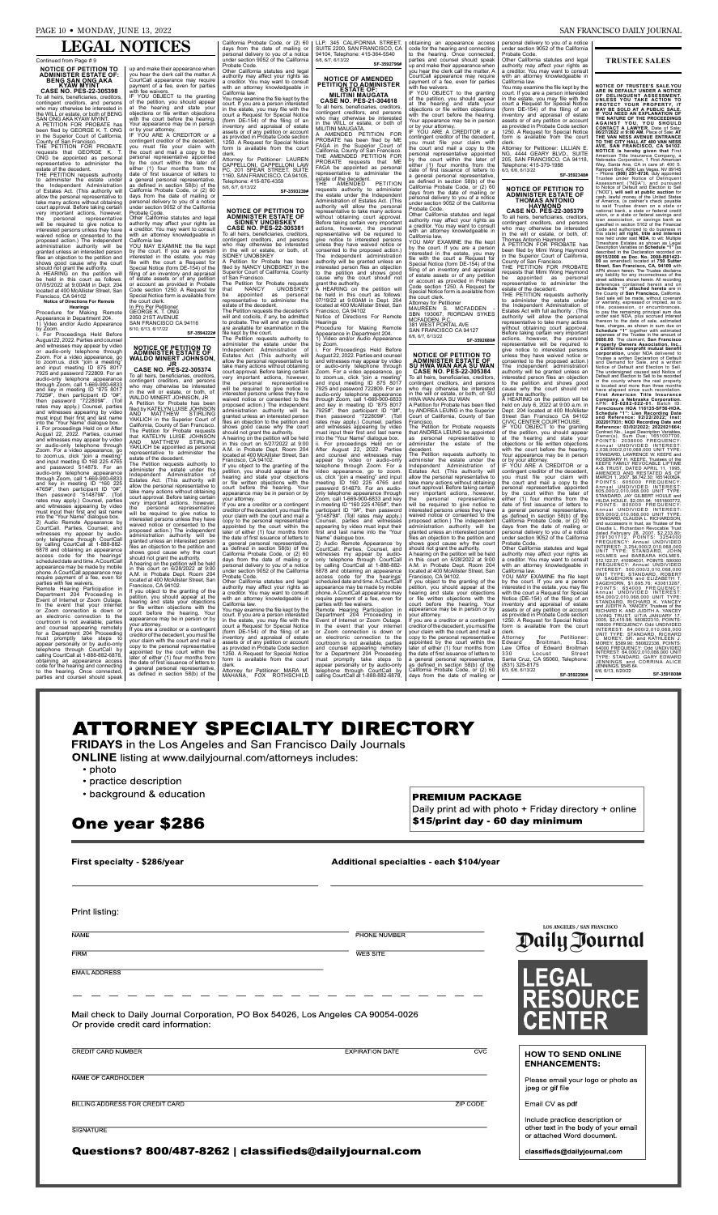# LEGAL NOTICES

Continued from Page # 9

**NOTICE OF PETITION TO ADMINISTER ESTATE OF: BENG SAN ONG AKA KYAW MYINT CASE NO. PES-22-305398**

To all heirs, beneficiaries, creditors, contingent creditors, and persons who may otherwise be interested in the WILL or estate, or both of BENG SAN ONG AKA KYAW MYINT.

A PETITION FOR PROBATE has been filed by GEORGE K. T. ONG in the Superior Court of California, County of San Francisco.

THE PETITION FOR PROBATE requests that GEORGE K. T. ONG be appointed as personal representative to administer the estate of the decedent.

THE PETITION requests authority to administer the estate under the Independent Administration of Estates Act. (This authority will allow the personal representative to take many actions without obtaining court approval. Before taking certain very important actions, however, the personal representative will be required to give notice to interested persons unless they have waived notice or consented to the proposed action.) The independent administration authority will be granted unless an interested person files an objection to the petition and shows good cause why the court should not grant the authority.

A HEARING on the petition will be held in this court as follows: 07/05/2022 at 9:00AM in Dept. 204 located at 400 McAllister Street, San Francisco, CA 94102

**Notice of Directions For Remote Hearings**

Procedure for Making Remote Appearance in Department 204.

1) Video and/or Audio Appearance by Zoom.

i. For Proceedings Held Before August 22, 2022. Parties and counsel and witnesses may appear by video or audio-only telephone through Zoom. For a video appearance, go to zoom.us, click "join a meeting" and input meeting ID "875 8017 7925" and password "722809". For an audio-only telephone appearance through Zoom, call 1-669-900-6833 and key in meeting ID "875 8017 79258", then participant ID "0#", then password "722809#". (Toll rates may apply.) Counsel, parties and witnesses appearing by video must input their first and last name into the "Your Name" dialogue box.

ii. For proceedings Held on or After August 22, 2022. Parties, counsel and witnesses may appear by video or audio-only telephone through Zoom. For a video appearance, go to zoom.us, click "join a meeting" and input meeting ID 160 225 4765 and password 514879. For an audio-only telephone appearance through Zoom, call 1-669-900-6833 and key in meeting ID "160 225 4765#", then participant ID "0#", then password "514879#". (Toll rates may apply.) Counsel, parties and witnesses appearing by video must input their first and last name into the "Your Name" dialogue box.

2) Audio Remote Appearance by CourtCall. Parties, Counsel, and witnesses my appear by audio-only telephone through CourtCall by calling CourtCall at 1-888-882-6878 and obtaining an appearance access code for the hearing's scheduled date and time. A CourtCall appearance may be made by mobile phone. A CourtCall appearance may require payment of a fee, even for parties with fee waivers.

Remote Hearing Participation in Department 204 Proceeding in Event of Internet or Zoom Outage. In the event that your internet or Zoom connection is down or an electronic connection to the courtroom is not available, parties and counsel appearing remotely for a Department 204 Proceeding must promptly take steps to appear personally or by audio-only telephone through CourtCall by calling CourtCall at 1-888-882-6878, obtaining an appearance access code for the hearing and connecting to the hearing. Once connected, parties and counsel should speak up and make their appearance when you hear the clerk call the matter. A CourtCall appearance may require payment of a fee, even for parties with fee waivers.

IF YOU OBJECT to the granting of the petition, you should appear at the hearing and state your objections or file written objections with the court before the hearing. Your appearance may be in person or by your attorney.

IF YOU ARE A CREDITOR or a contingent creditor of the decedent, you must file your claim with the court and mail a copy to the personal representative appointed by the court within the later of either (1) four months from the date of first issuance of letters to a general personal representative, as defined in section 58(b) of the California Probate Code, or (2) 60 days from the date of mailing or personal delivery to you of a notice under section 9052 of the California Probate Code.

Other California statutes and legal authority may affect your rights as a creditor. You may want to consult with an attorney knowledgeable in California law.

YOU MAY EXAMINE the file kept by the court. If you are a person interested in the estate, you may file with the court a Request for Special Notice (form DE-154) of the filing of an inventory and appraisal of estate assets or of any petition or account as provided in Probate Code section 1250. A Request for Special Notice form is available from the court clerk.

In Pro Per Petitioner
GEORGE K. T. ONG
2650 21ST AVENUE
SAN FRANCISCO CA 94116
6/10, 6/13, 6/17/22

**SF-3594222#**

**NOTICE OF PETITION TO ADMINISTER ESTATE OF WALDO MINERT JOHNSON, JR CASE NO. PES-22-305374**

To all heirs, beneficiaries, creditors, contingent creditors, and persons who may otherwise be interested in the will or estate, or both, of WALDO MINERT JOHNSON, JR

A Petition for Probate has been filed by KATELYN LUISE JOHNSON AND MATTHEW STERLING YAKLICH in the Superior Court of California, County of San Francisco.

The Petition for Probate requests that KATELYN LUISE JOHNSON AND MATTHEW STERLING YAKLICH be appointed as personal representative to administer the estate of the decedent.

The Petition requests authority to administer the estate under the Independent Administration of Estates Act. (This authority will allow the personal representative to take many actions without obtaining court approval. Before taking certain very important actions, however, the personal representative will be required to give notice to interested persons unless they have waived notice or consented to the proposed action.) The independent administration authority will be granted unless an interested person files an objection to the petition and shows good cause why the court should not grant the authority.

A hearing on the petition will be held in this court on 6/28/2022 at 9:00 A.M. in Probate Dept. Room 204 located at 400 McAllister Street, San Francisco, CA 94102.

If you object to the granting of the petition, you should appear at the hearing and state your objections or file written objections with the court before the hearing. Your appearance may be in person or by your attorney.

If you are a creditor or a contingent creditor of the decedent, you must file your claim with the court and mail a copy to the personal representative appointed by the court within the later of either (1) four months from the date of first issuance of letters to a general personal representative, as defined in section 58(b) of the California Probate Code, or (2) 60 days from the date of mailing or personal delivery to you of a notice under section 9052 of the California Probate Code.

Other California statutes and legal authority may affect your rights as a creditor. You may want to consult with an attorney knowledgeable in California law.

You may examine the file kept by the court. If you are a person interested in the estate, you may file with the court a Request for Special Notice (form DE-154) of the filing of an inventory and appraisal of estate assets or of any petition or account as provided in Probate Code section 1250. A Request for Special Notice form is available from the court clerk.

Attorney for Petitioner: LAUREN CAPPELLONI, CAPPELLONI LAW PC, 201 SPEAR STREET, SUITE 1160, SAN FRANCISCO, CA 94105, Telephone: 415-876-4359
6/6, 6/7, 6/13/22

**SF-3593239#**

**NOTICE OF PETITION TO ADMINISTER ESTATE OF SIDNEY UNOBSKEY CASE NO. PES-22-305381**

To all heirs, beneficiaries, creditors, contingent creditors, and persons who may otherwise be interested in the will or estate, or both, of SIDNEY UNOBSKEY

A Petition for Probate has been filed by NANCY UNOBSKEY in the Superior Court of California, County of San Francisco.

The Petition for Probate requests that NANCY UNOBSKEY be appointed as personal representative to administer the estate of the decedent.

The Petition requests the decedent's will and codicils, if any, be admitted to probate. The will and any codicils are available for examination in the file kept by the court.

The Petition requests authority to administer the estate under the Independent Administration of Estates Act. (This authority will allow the personal representative to take many actions without obtaining court approval. Before taking certain very important actions, however, the personal representative will be required to give notice to interested persons unless they have waived notice or consented to the proposed action.) The independent administration authority will be granted unless an interested person files an objection to the petition and shows good cause why the court should not grant the authority.

A hearing on the petition will be held in this court on 6/27/2022 at 9:00 A.M. in Probate Dept. Room 204 located at 400 McAllister Street, San Francisco, CA 94102.

If you object to the granting of the petition, you should appear at the hearing and state your objections or file written objections with the court before the hearing. Your appearance may be in person or by your attorney.

If you are a creditor or a contingent creditor of the decedent, you must file your claim with the court and mail a copy to the personal representative appointed by the court within the later of either (1) four months from the date of first issuance of letters to a general personal representative, as defined in section 58(b) of the California Probate Code, or (2) 60 days from the date of mailing or personal delivery to you of a notice under section 9052 of the California Probate Code.

Other California statutes and legal authority may affect your rights as a creditor. You may want to consult with an attorney knowledgeable in California law.

You may examine the file kept by the court. If you are a person interested in the estate, you may file with the court a Request for Special Notice (form DE-154) of the filing of an inventory and appraisal of estate assets or of any petition or account as provided in Probate Code section 1250. A Request for Special Notice form is available from the court clerk.

Attorney for Petitioner: MARA M. MAHANA, FOX ROTHSCHILD LLP, 345 CALIFORNIA STREET, SUITE 2200, SAN FRANCISCO, CA 94104, Telephone: 415-364-5540
6/6, 6/7, 6/13/22

**SF-3592796#**

**NOTICE OF AMENDED PETITION TO ADMINISTER ESTATE OF: MILITINI MAUGATA CASE NO. PES-21-304618**

To all heirs, beneficiaries, creditors, contingent creditors, and persons who may otherwise be interested in the WILL or estate, or both, of MILITINI MAUGATA.

A AMENDED PETITION FOR PROBATE has been filed by ME FAGA in the Superior Court of California, County of San Francisco.

THE AMENDED PETITION FOR PROBATE requests that ME FAGA be appointed as personal representative to administer the estate of the decedent.

THE AMENDED PETITION requests authority to administer the estate under the Independent Administration of Estates Act. (This authority will allow the personal representative to take many actions without obtaining court approval. Before taking certain very important actions, however, the personal representative will be required to give notice to interested persons unless they have waived notice or consented to the proposed action.) The independent administration authority will be granted unless an interested person files an objection to the petition and shows good cause why the court should not grant the authority.

A HEARING on the petition will be held in this court as follows: 07/19/22 at 9:00AM in Dept. 204 located at 400 McAllister Street, San Francisco, CA 94102

Notice of Directions For Remote Hearings

Procedure for Making Remote Appearance in Department 204.

1) Video and/or Audio Appearance by Zoom.

i. For Proceedings Held Before August 22, 2022. Parties and counsel and witnesses may appear by video or audio-only telephone through Zoom. For a video appearance, go to zoom.us, click "join a meeting" and input meeting ID "875 8017 7925 and password 722809. For an audio-only telephone appearance through Zoom, call 1-669-900-6833 and key in meeting ID "875 8017 79258", then participant ID "0#", then password "722809#". (Toll rates may apply.) Counsel, parties and witnesses appearing by video must input their first and last name into the "Your Name" dialogue box.

ii. For Proceedings Held on or After August 22, 2022. Parties and counsel and witnesses may appear by video or audio-only telephone through Zoom. For a video appearance, go to zoom.us, click "join a meeting" and input meeting ID 160 225 4765 and password 514879. For an audio-only telephone appearance through Zoom, call 1-669-900-6833 and key in meeting ID "160 225 4765#", then participant ID "0#", then password "514879#". (Toll rates may apply.) Counsel, parties and witnesses appearing by video must input their first and last name into the "Your Name" dialogue box.

2) Audio Remote Appearance by CourtCall. Parties, Counsel, and witnesses my appear by audio-only telephone through CourtCall by calling CourtCall at 1-888-882-6878 and obtaining an appearance access code for the hearing's scheduled date and time. A CourtCall appearance may be made by mobile phone. A CourtCall appearance may require payment of a fee, even for parties with fee waivers.

Remote Hearing Participation in Department 204 Proceeding in Event of Internet or Zoom Outage. In the event that your internet or Zoom connection is down or an electronic connection to the courtroom is not available, parties and counsel appearing remotely for a Department 204 Proceeding must promptly take steps to appear personally or by audio-only telephone through CourtCall by calling CourtCall at 1-888-882-6878, obtaining an appearance access code for the hearing and connecting to the hearing. Once connected, parties and counsel should speak up and make their appearance when you hear the clerk call the matter. A CourtCall appearance may require payment of a fee, even for parties with fee waivers.

IF YOU OBJECT to the granting of the petition, you should appear at the hearing and state your objections or file written objections with the court before the hearing. Your appearance may be in person or by your attorney.

IF YOU ARE A CREDITOR or a contingent creditor of the decedent, you must file your claim with the court and mail a copy to the personal representative appointed by the court within the later of either (1) four months from the date of first issuance of letters to a general personal representative, as defined in section 58(b) of the California Probate Code, or (2) 60 days from the date of mailing or personal delivery to you of a notice under section 9052 of the California Probate Code.

Other California statutes and legal authority may affect your rights as a creditor. You may want to consult with an attorney knowledgeable in California law.

YOU MAY EXAMINE the file kept by the court. If you are a person interested in the estate, you may file with the court a Request for Special Notice (form DE-154) of the filing of an inventory and appraisal of estate assets or of any petition or account as provided in Probate Code section 1250. A Request for Special Notice form is available from the court clerk.

Attorney for Petitioner
MAUREEN S. MCFADDEN - SBN 193067, RIORDAN SYKES MCFADDEN, P.C.
361 WEST PORTAL AVE
SAN FRANCISCO CA 94127
6/6, 6/7, 6/13/22

**SF-3592660#**

**NOTICE OF PETITION TO ADMINISTER ESTATE OF SI HWA WAN AKA SU WAN CASE NO. PES-22-305384**

To all heirs, beneficiaries, creditors, contingent creditors, and persons who may otherwise be interested in the will or estate, or both, of SI HWA WAN AKA SU WAN

A Petition for Probate has been filed by ANDREA LEUNG in the Superior Court of California, County of San Francisco.

The Petition for Probate requests that ANDREA LEUNG be appointed as personal representative to administer the estate of the decedent.

The Petition requests authority to administer the estate under the Independent Administration of Estates Act. (This authority will allow the personal representative to take many actions without obtaining court approval. Before taking certain very important actions, however, the personal representative will be required to give notice to interested persons unless they have waived notice or consented to the proposed action.) The independent administration authority will be granted unless an interested person files an objection to the petition and shows good cause why the court should not grant the authority.

A hearing on the petition will be held in this court on 6/28/2022 at 9:00 A.M. in Probate Dept. Room 204 located at 400 McAllister Street, San Francisco, CA 94102.

If you object to the granting of the petition, you should appear at the hearing and state your objections or file written objections with the court before the hearing. Your appearance may be in person or by your attorney.

If you are a creditor or a contingent creditor of the decedent, you must file your claim with the court and mail a copy to the personal representative appointed by the court within the later of either (1) four months from the date of first issuance of letters to a general personal representative, as defined in section 58(b) of the California Probate Code, or (2) 60 days from the date of mailing or personal delivery to you of a notice under section 9052 of the California Probate Code.

Other California statutes and legal authority may affect your rights as a creditor. You may want to consult with an attorney knowledgeable in California law.

You may examine the file kept by the court. If you are a person interested in the estate, you may file with the court a Request for Special Notice (form DE-154) of the filing of an inventory and appraisal of estate assets or of any petition or account as provided in Probate Code section 1250. A Request for Special Notice form is available from the court clerk.

Attorney for Petitioner: LILLIAN E. NG, 4444 GEARY BLVD., SUITE 205, SAN FRANCISCO, CA 94118, Telephone: 415-379-1988
6/3, 6/6, 6/13/22

**SF-3592349#**

**NOTICE OF PETITION TO ADMINISTER ESTATE OF THOMAS ANTONIO HAYMOND CASE NO. PES-22-305379**

To all heirs, beneficiaries, creditors, contingent creditors, and persons who may otherwise be interested in the will or estate, or both, of: Thomas Antonio Haymond

A PETITION FOR PROBATE has been filed by Mimi Wong Haymond in the Superior Court of California, County of San Francisco.

THE PETITION FOR PROBATE requests that Mimi Wong Haymond be appointed as personal representative to administer the estate of the decedent.

THE PETITION requests authority to administer the estate under the Independent Administration of Estates Act with full authority. (This authority will allow the personal representative to take many actions without obtaining court approval. Before taking certain very important actions, however, the personal representative will be required to give notice to interested persons unless they have waived notice or consented to the proposed action.) The independent administration authority will be granted unless an interested person files an objection to the petition and shows good cause why the court should not grant the authority.

A HEARING on the petition will be held on July 6, 2022 at 9:00 a.m. in Dept. 204 located at 400 McAllister Street San Francisco CA 94102 CIVIC CENTER COURTHOUSE.

IF YOU OBJECT to the granting of the petition, you should appear at the hearing and state your objections or file written objections with the court before the hearing. Your appearance may be in person or by your attorney.

IF YOU ARE A CREDITOR or a contingent creditor of the decedent, you must file your claim with the court and mail a copy to the personal representative appointed by the court within the later of either (1) four months from the date of first issuance of letters to a general personal representative, as defined in section 58(b) of the California Probate Code, or (2) 60 days from the date of mailing or personal delivery to you of a notice under section 9052 of the California Probate Code.

Other California statutes and legal authority may affect your rights as a creditor. You may want to consult with an attorney knowledgeable in California law.

YOU MAY EXAMINE the file kept by the court. If you are a person interested in the estate, you may file with the court a Request for Special Notice (form DE-154) of the filing of an inventory and appraisal of estate assets or of any petition or account as provided in Probate Code section 1250. A Request for Special Notice form is available from the court clerk.

Attorney for Petitioner: Edward Broitman, Esq. Law Office of Edward Broitman 330 Locust Street Santa Cruz, CA 95060, Telephone: (831) 325-8175
6/3, 6/6, 6/13/22

**SF-3592290#**

## TRUSTEE SALES

**NOTICE OF TRUSTEE'S SALE.YOU ARE IN DEFAULT UNDER A NOTICE OF DELINQUENT ASSESSMENT. UNLESS YOU TAKE ACTION TO PROTECT YOUR PROPERTY, IT MAY BE SOLD AT A PUBLIC SALE. IF YOU NEED AN EXPLANATION OF THE NATURE OF THE PROCEEDINGS AGAINST YOU, YOU SHOULD CONTACT A LAWYER.** Date of Sale: **06/27/2022** at **9:00 AM**. Place of Sale: **AT THE VAN NESS AVENUE ENTRANCE TO THE CITY HALL AT 400 VAN NESS AVE, SAN FRANCISCO, CA 94102.** **NOTICE is hereby given that** First American Title Insurance Company, a Nebraska Corporation, 1 First American Way, Santa Ana, CA in care of: 400 S. Rampart Blvd. #290 Las Vegas, NV 89145 - Phone **(888) 251-8736**, duly appointed Trustee under Notice of Delinquent Assessment ("NDA"), and pursuant to Notice of Default and Election to Sell ("NOD") **will sell at public auction** for cash, lawful money of the United States of America, (a cashier's check payable to said Trustee drawn on a state or national bank, a state or federal credit union, or a state or federal savings and loan association, or savings bank as specified in section 5102 of the Financial Code and authorized to do business in this state) **all right, title and interest** now held under said **NDA**, to wit: Multiple Timeshare Estates as shown on Legal Description Variables on **Schedule "1"** (as described in the Declaration recorded on **05/15/2006 as Doc. No. 2006-I161423-00** as amended) located at **750 Sutter Street, San Francisco, Ca 94109** with APN shown herein. The Trustee disclaims any liability for any incorrectness of the street address shown herein. All recording references contained herein and on **Schedule "1" attached hereto** are in the Official Records of San Francisco County, California. Said sale will be made, without covenant or warranty, expressed or implied, as to title, possession, or encumbrances, to pay the remaining principal sum due under the NDA, the accrued interest thereon to the date of sale, estimated fees, charges, as shown in sum due on **Schedule "1"** together with estimated expenses of the Trustee in the amount of **$600.00**. Trustor: **The San Francisco Property Owners Association, Inc., a California nonprofit mutual benefit corporation**, under NDA delivered to Trustee a written Declaration of Default and Demand for Sale, and a written Notice of Default and Election to Sell. The undersigned caused said Notice of Default and Election to Sell to be recorded in the county where the real property is located and more than three months have elapsed since such recordation. **First American Title Insurance Company, a Nebraska Corporation. APN: 0-2-0282-022-01. Batch ID: Foreclosure HOA 124193-SFR-HOA-NOD. Schedule "1": Lien Recording Date and Reference: 02/22/2022; Inst: 2022017931; NOD Recording Date and Reference: 03/02/2022; 2022021664;** Contract No., Legal Description Variables, Owner(s), Sum Due: 1651007700, ANNUAL UNDIVIDED INTEREST: 2,058,000/2,010,068,000 UNIT TYPE: STANDARD, LAWRENCE W. KEEFE and ROSEMARY H. KEEFE, Trustees of the KEEFE FAMILY REVOCABLE TRUST, A-B TRUST, DATED APRIL 11, 1995, AMENDED AND RESTATED AS OF MARCH 1, 2007, $6,742.30; 1651408424, POINTS: 605000 FREQUENCY: Annual UNDIVIDED INTEREST: 605,000/2,010,068,000 UNIT TYPE: STANDARD, JAY GILBERT HOULE and HILDA HOULE, $2,051.96; 1651600772, POINTS: 605000 FREQUENCY: Annual UNDIVIDED INTEREST: 605,000/2,010,068,000 UNIT TYPE: STANDARD, CLAUDIA L. RICHARDSON, and successors in trust, as Trustee of the Claudia L. Richardson Revocable Trust dated February 28, 2007, $2,233.80; F19130171Z, POINTS: 3254000 FREQUENCY: Annual UNDIVIDED INTEREST: 3,254,000/2,010,068,000 UNIT TYPE: STANDARD, JOHN HOLMES and BARBARA HOLMES, $12,122.37; 410904031, POINTS: 500000 FREQUENCY: Annual UNDIVIDED INTEREST: 500,000/2,010,068,000 UNIT TYPE: STANDARD, ROBERT W. SAGEHORN and ELIZABETH T. SAGEHORN, $1,895.76; 430813287, POINTS: 654000 FREQUENCY: Annual UNDIVIDED INTEREST: 654,000/2,010,068,000 UNIT TYPE: STANDARD, RICHARD K. YANCEY and JUDITH A. YANCEY, Trustees of the RICHARD K. AND JUDITH A. YANCEY LIVING TRUST U/T/A JANUARY 17, 2006, $2,415.96; 560602155, POINTS: 168000 FREQUENCY: Odd UNDIVIDED INTEREST: 84,000/2,010,068,000 UNIT TYPE: STANDARD, RICHARD C. MOREY, SR. and KATHLEEN J. MOREY, $589.90; 580602236, POINTS: 84000 FREQUENCY: Odd UNDIVIDED INTEREST: 84,000/2,010,068,000 UNIT TYPE: STANDARD, GARY EDWARD JENNINGS and CORRINA ALICE JENNINGS, $540.64.
6/6, 6/13, 6/20/22

**SF-3591808#**

# ATTORNEY SPECIALTY DIRECTORY

**FRIDAYS** in the Los Angeles and San Francisco Daily Journals

**ONLINE** listing at www.dailyjournal.com/attorneys includes:

- photo
- practice description
- background & education

# One year $286

**PREMIUM PACKAGE**

Daily print ad with photo + Friday directory + online

**$15/print day - 60 day minimum**

**First specialty - $286/year** **Additional specialties - each $104/year**

Print listing:

NAME PHONE NUMBER

FIRM WEB SITE

EMAIL ADDRESS

Mail check to Daily Journal Corporation, PO Box 54026, Los Angeles CA 90054-0026
Or provide credit card information:

CREDIT CARD NUMBER EXPIRATION DATE CVC

NAME OF CARDHOLDER

BILLING ADDRESS FOR CREDIT CARD ZIP CODE

SIGNATURE

## Questions? 800/487-8262 | classifieds@dailyjournal.com

LOS ANGELES / SAN FRANCISCO

**Daily Journal**

# LEGAL RESOURCE CENTER

**HOW TO SEND ONLINE ENHANCEMENTS:**

Please email your logo or photo as jpeg or gif file

Email CV as pdf

Include practice description or other text in the body of your email or attached Word document.

**classifieds@dailyjournal.com**